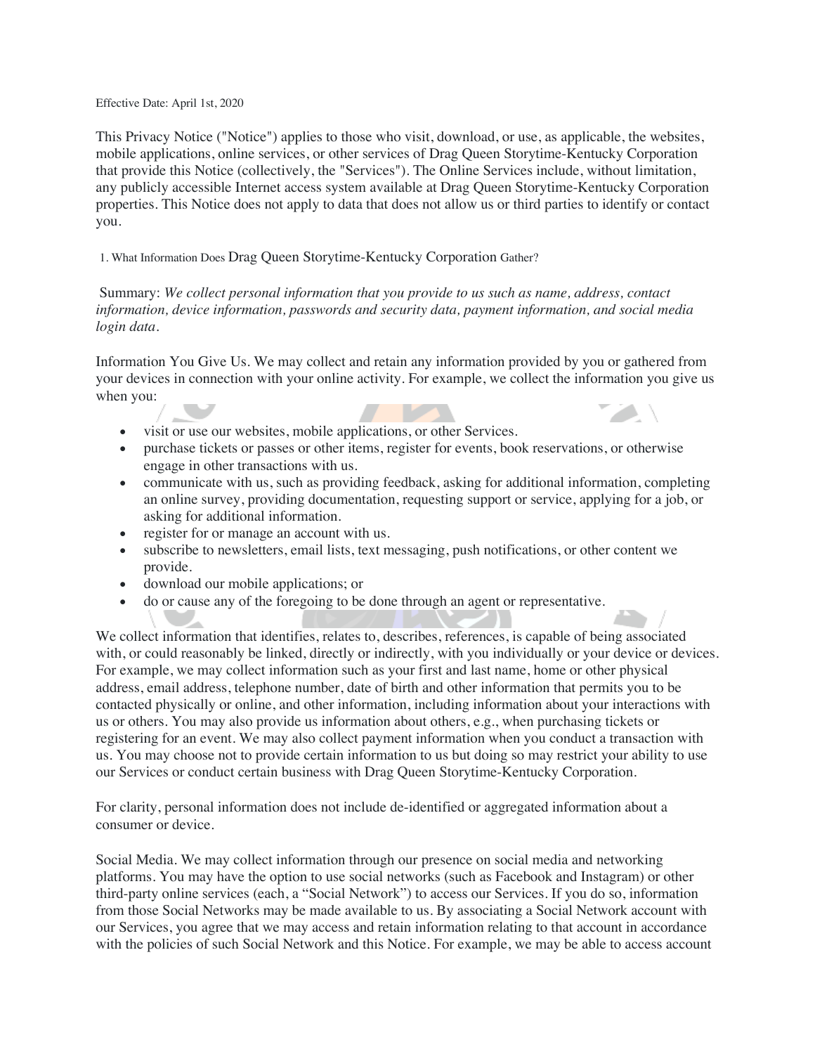Effective Date: April 1st, 2020

This Privacy Notice ("Notice") applies to those who visit, download, or use, as applicable, the websites, mobile applications, online services, or other services of Drag Queen Storytime-Kentucky Corporation that provide this Notice (collectively, the "Services"). The Online Services include, without limitation, any publicly accessible Internet access system available at Drag Queen Storytime-Kentucky Corporation properties. This Notice does not apply to data that does not allow us or third parties to identify or contact you.

## 1. What Information Does Drag Queen Storytime-Kentucky Corporation Gather?

Summary: *We collect personal information that you provide to us such as name, address, contact information, device information, passwords and security data, payment information, and social media login data.*

Information You Give Us. We may collect and retain any information provided by you or gathered from your devices in connection with your online activity. For example, we collect the information you give us when you:

- visit or use our websites, mobile applications, or other Services.
- purchase tickets or passes or other items, register for events, book reservations, or otherwise engage in other transactions with us.
- communicate with us, such as providing feedback, asking for additional information, completing an online survey, providing documentation, requesting support or service, applying for a job, or asking for additional information.
- register for or manage an account with us.
- subscribe to newsletters, email lists, text messaging, push notifications, or other content we provide.
- download our mobile applications; or
- do or cause any of the foregoing to be done through an agent or representative.

We collect information that identifies, relates to, describes, references, is capable of being associated with, or could reasonably be linked, directly or indirectly, with you individually or your device or devices. For example, we may collect information such as your first and last name, home or other physical address, email address, telephone number, date of birth and other information that permits you to be contacted physically or online, and other information, including information about your interactions with us or others. You may also provide us information about others, e.g., when purchasing tickets or registering for an event. We may also collect payment information when you conduct a transaction with us. You may choose not to provide certain information to us but doing so may restrict your ability to use our Services or conduct certain business with Drag Queen Storytime-Kentucky Corporation.

For clarity, personal information does not include de-identified or aggregated information about a consumer or device.

Social Media. We may collect information through our presence on social media and networking platforms. You may have the option to use social networks (such as Facebook and Instagram) or other third-party online services (each, a "Social Network") to access our Services. If you do so, information from those Social Networks may be made available to us. By associating a Social Network account with our Services, you agree that we may access and retain information relating to that account in accordance with the policies of such Social Network and this Notice. For example, we may be able to access account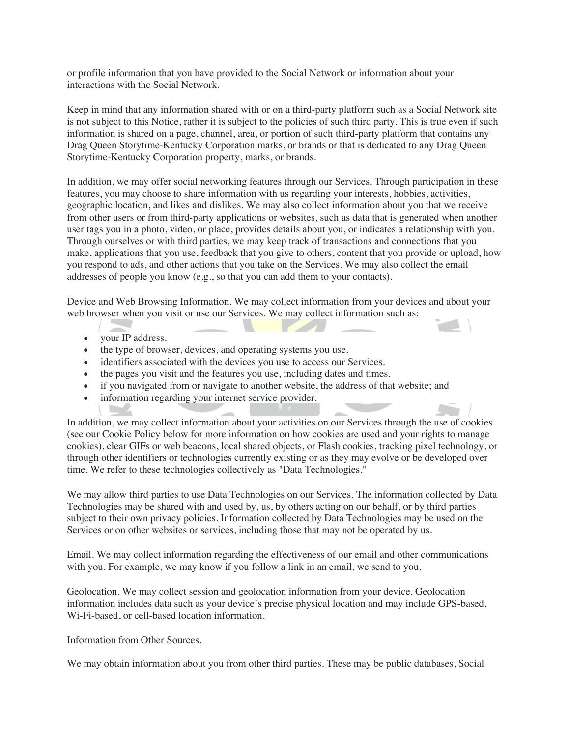or profile information that you have provided to the Social Network or information about your interactions with the Social Network.

Keep in mind that any information shared with or on a third-party platform such as a Social Network site is not subject to this Notice, rather it is subject to the policies of such third party. This is true even if such information is shared on a page, channel, area, or portion of such third-party platform that contains any Drag Queen Storytime-Kentucky Corporation marks, or brands or that is dedicated to any Drag Queen Storytime-Kentucky Corporation property, marks, or brands.

In addition, we may offer social networking features through our Services. Through participation in these features, you may choose to share information with us regarding your interests, hobbies, activities, geographic location, and likes and dislikes. We may also collect information about you that we receive from other users or from third-party applications or websites, such as data that is generated when another user tags you in a photo, video, or place, provides details about you, or indicates a relationship with you. Through ourselves or with third parties, we may keep track of transactions and connections that you make, applications that you use, feedback that you give to others, content that you provide or upload, how you respond to ads, and other actions that you take on the Services. We may also collect the email addresses of people you know (e.g., so that you can add them to your contacts).

Device and Web Browsing Information. We may collect information from your devices and about your web browser when you visit or use our Services. We may collect information such as:

- your IP address.
- the type of browser, devices, and operating systems you use.
- identifiers associated with the devices you use to access our Services.
- the pages you visit and the features you use, including dates and times.
- if you navigated from or navigate to another website, the address of that website; and
- information regarding your internet service provider.

In addition, we may collect information about your activities on our Services through the use of cookies (see our Cookie Policy below for more information on how cookies are used and your rights to manage cookies), clear GIFs or web beacons, local shared objects, or Flash cookies, tracking pixel technology, or through other identifiers or technologies currently existing or as they may evolve or be developed over time. We refer to these technologies collectively as "Data Technologies."

We may allow third parties to use Data Technologies on our Services. The information collected by Data Technologies may be shared with and used by, us, by others acting on our behalf, or by third parties subject to their own privacy policies. Information collected by Data Technologies may be used on the Services or on other websites or services, including those that may not be operated by us.

Email. We may collect information regarding the effectiveness of our email and other communications with you. For example, we may know if you follow a link in an email, we send to you.

Geolocation. We may collect session and geolocation information from your device. Geolocation information includes data such as your device's precise physical location and may include GPS-based, Wi-Fi-based, or cell-based location information.

Information from Other Sources.

We may obtain information about you from other third parties. These may be public databases, Social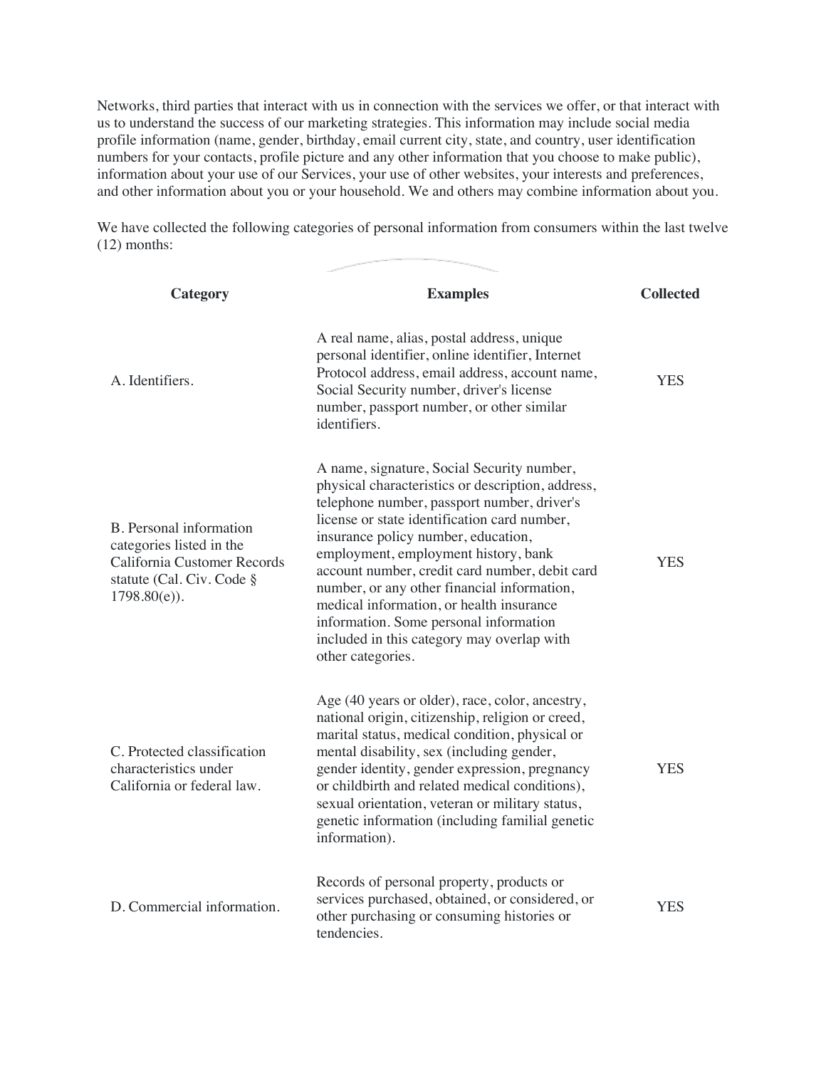Networks, third parties that interact with us in connection with the services we offer, or that interact with us to understand the success of our marketing strategies. This information may include social media profile information (name, gender, birthday, email current city, state, and country, user identification numbers for your contacts, profile picture and any other information that you choose to make public), information about your use of our Services, your use of other websites, your interests and preferences, and other information about you or your household. We and others may combine information about you.

We have collected the following categories of personal information from consumers within the last twelve (12) months:

| Category | Examples | Collected |
| --- | --- | --- |
| A. Identifiers. | A real name, alias, postal address, unique personal identifier, online identifier, Internet Protocol address, email address, account name, Social Security number, driver's license number, passport number, or other similar identifiers. | YES |
| B. Personal information categories listed in the California Customer Records statute (Cal. Civ. Code § 1798.80(e)). | A name, signature, Social Security number, physical characteristics or description, address, telephone number, passport number, driver's license or state identification card number, insurance policy number, education, employment, employment history, bank account number, credit card number, debit card number, or any other financial information, medical information, or health insurance information. Some personal information included in this category may overlap with other categories. | YES |
| C. Protected classification characteristics under California or federal law. | Age (40 years or older), race, color, ancestry, national origin, citizenship, religion or creed, marital status, medical condition, physical or mental disability, sex (including gender, gender identity, gender expression, pregnancy or childbirth and related medical conditions), sexual orientation, veteran or military status, genetic information (including familial genetic information). | YES |
| D. Commercial information. | Records of personal property, products or services purchased, obtained, or considered, or other purchasing or consuming histories or tendencies. | YES |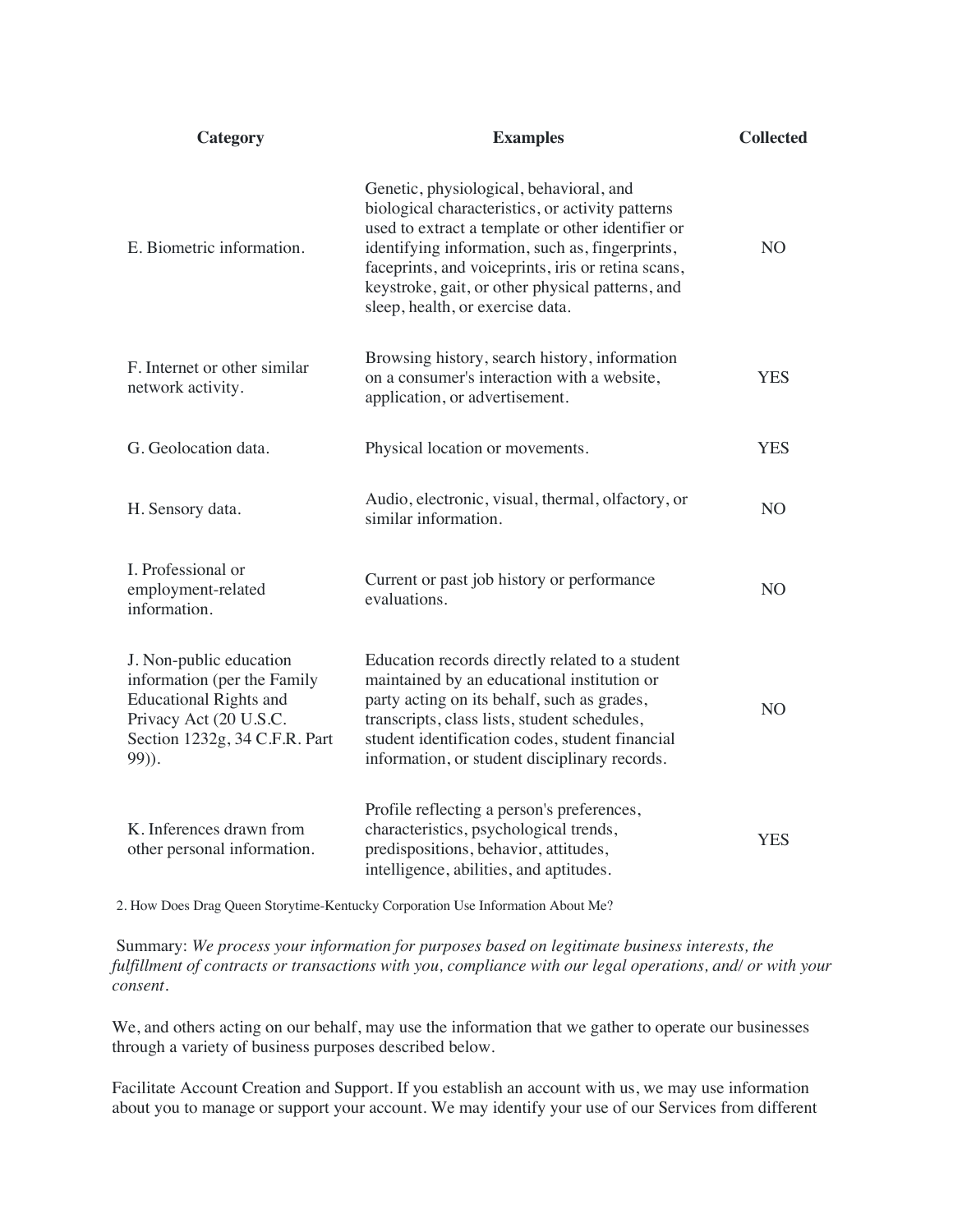| Category | Examples | Collected |
| --- | --- | --- |
| E. Biometric information. | Genetic, physiological, behavioral, and biological characteristics, or activity patterns used to extract a template or other identifier or identifying information, such as, fingerprints, faceprints, and voiceprints, iris or retina scans, keystroke, gait, or other physical patterns, and sleep, health, or exercise data. | NO |
| F. Internet or other similar network activity. | Browsing history, search history, information on a consumer's interaction with a website, application, or advertisement. | YES |
| G. Geolocation data. | Physical location or movements. | YES |
| H. Sensory data. | Audio, electronic, visual, thermal, olfactory, or similar information. | NO |
| I. Professional or employment-related information. | Current or past job history or performance evaluations. | NO |
| J. Non-public education information (per the Family Educational Rights and Privacy Act (20 U.S.C. Section 1232g, 34 C.F.R. Part 99)). | Education records directly related to a student maintained by an educational institution or party acting on its behalf, such as grades, transcripts, class lists, student schedules, student identification codes, student financial information, or student disciplinary records. | NO |
| K. Inferences drawn from other personal information. | Profile reflecting a person's preferences, characteristics, psychological trends, predispositions, behavior, attitudes, intelligence, abilities, and aptitudes. | YES |

2. How Does Drag Queen Storytime-Kentucky Corporation Use Information About Me?

Summary: *We process your information for purposes based on legitimate business interests, the fulfillment of contracts or transactions with you, compliance with our legal operations, and/ or with your consent.*

We, and others acting on our behalf, may use the information that we gather to operate our businesses through a variety of business purposes described below.

Facilitate Account Creation and Support. If you establish an account with us, we may use information about you to manage or support your account. We may identify your use of our Services from different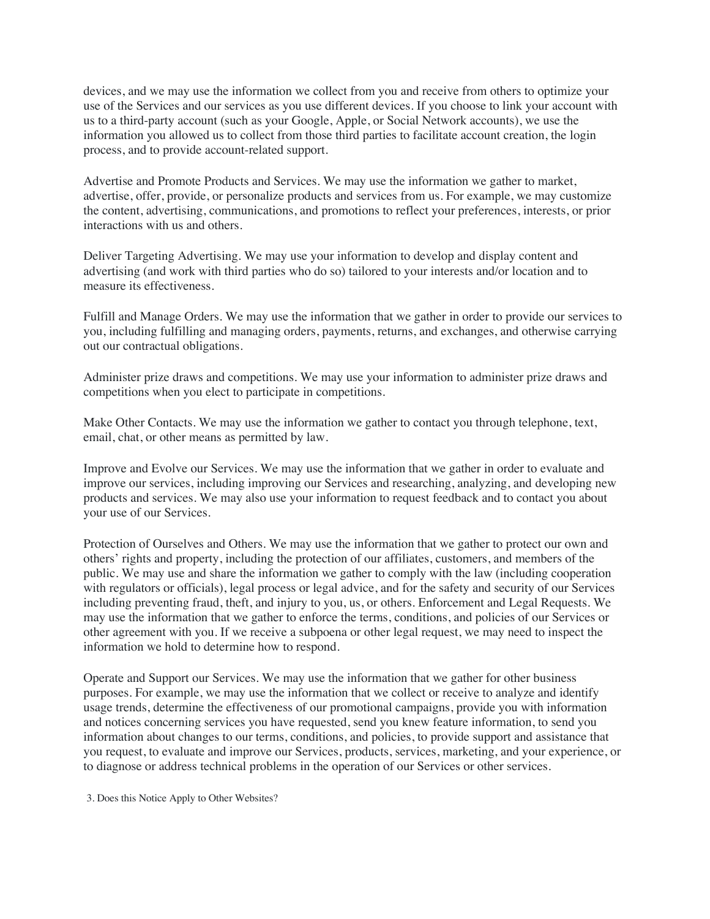devices, and we may use the information we collect from you and receive from others to optimize your use of the Services and our services as you use different devices. If you choose to link your account with us to a third-party account (such as your Google, Apple, or Social Network accounts), we use the information you allowed us to collect from those third parties to facilitate account creation, the login process, and to provide account-related support.

Advertise and Promote Products and Services. We may use the information we gather to market, advertise, offer, provide, or personalize products and services from us. For example, we may customize the content, advertising, communications, and promotions to reflect your preferences, interests, or prior interactions with us and others.

Deliver Targeting Advertising. We may use your information to develop and display content and advertising (and work with third parties who do so) tailored to your interests and/or location and to measure its effectiveness.

Fulfill and Manage Orders. We may use the information that we gather in order to provide our services to you, including fulfilling and managing orders, payments, returns, and exchanges, and otherwise carrying out our contractual obligations.

Administer prize draws and competitions. We may use your information to administer prize draws and competitions when you elect to participate in competitions.

Make Other Contacts. We may use the information we gather to contact you through telephone, text, email, chat, or other means as permitted by law.

Improve and Evolve our Services. We may use the information that we gather in order to evaluate and improve our services, including improving our Services and researching, analyzing, and developing new products and services. We may also use your information to request feedback and to contact you about your use of our Services.

Protection of Ourselves and Others. We may use the information that we gather to protect our own and others' rights and property, including the protection of our affiliates, customers, and members of the public. We may use and share the information we gather to comply with the law (including cooperation with regulators or officials), legal process or legal advice, and for the safety and security of our Services including preventing fraud, theft, and injury to you, us, or others. Enforcement and Legal Requests. We may use the information that we gather to enforce the terms, conditions, and policies of our Services or other agreement with you. If we receive a subpoena or other legal request, we may need to inspect the information we hold to determine how to respond.

Operate and Support our Services. We may use the information that we gather for other business purposes. For example, we may use the information that we collect or receive to analyze and identify usage trends, determine the effectiveness of our promotional campaigns, provide you with information and notices concerning services you have requested, send you knew feature information, to send you information about changes to our terms, conditions, and policies, to provide support and assistance that you request, to evaluate and improve our Services, products, services, marketing, and your experience, or to diagnose or address technical problems in the operation of our Services or other services.

3. Does this Notice Apply to Other Websites?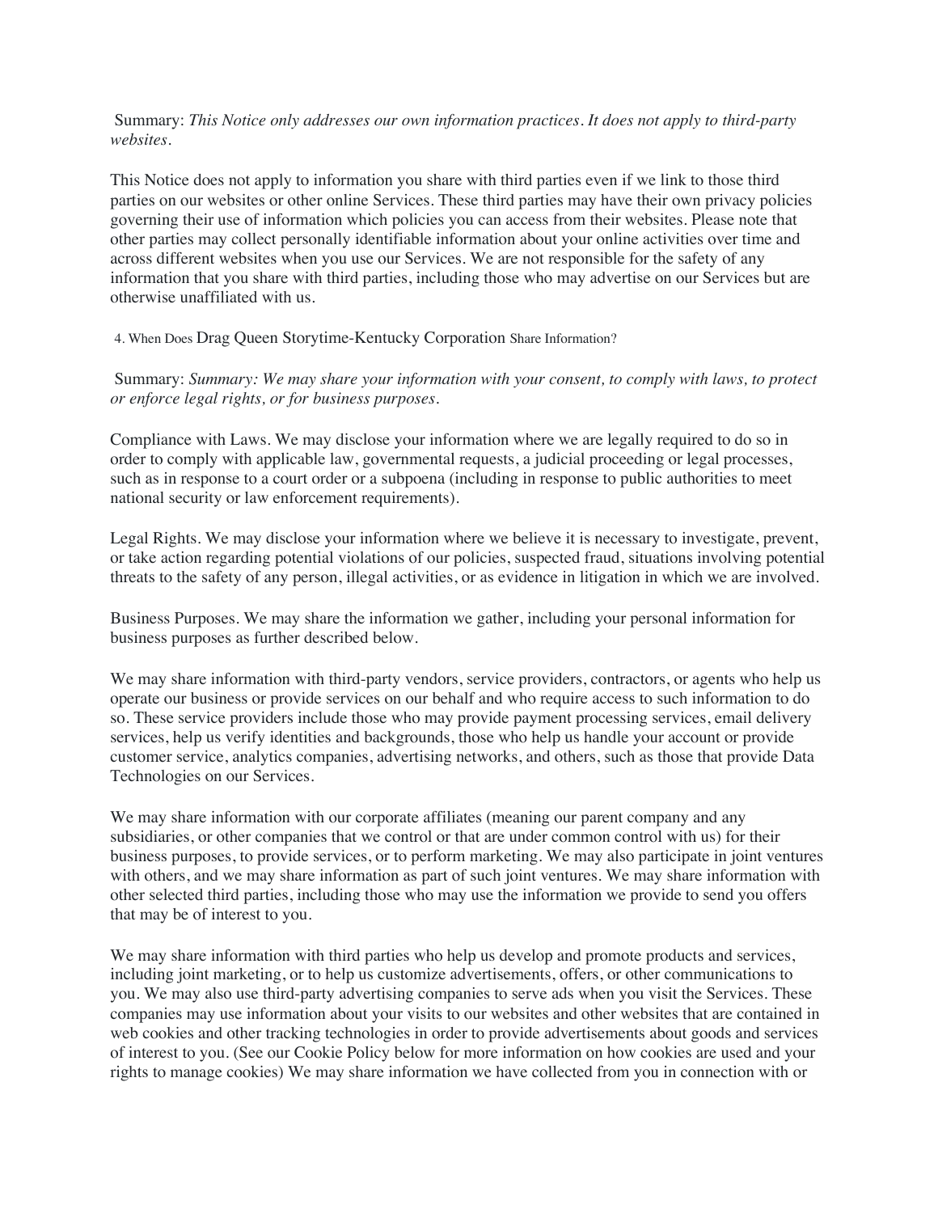Summary: *This Notice only addresses our own information practices. It does not apply to third-party websites.*

This Notice does not apply to information you share with third parties even if we link to those third parties on our websites or other online Services. These third parties may have their own privacy policies governing their use of information which policies you can access from their websites. Please note that other parties may collect personally identifiable information about your online activities over time and across different websites when you use our Services. We are not responsible for the safety of any information that you share with third parties, including those who may advertise on our Services but are otherwise unaffiliated with us.

## 4. When Does Drag Queen Storytime-Kentucky Corporation Share Information?

Summary: *Summary: We may share your information with your consent, to comply with laws, to protect or enforce legal rights, or for business purposes.*

Compliance with Laws. We may disclose your information where we are legally required to do so in order to comply with applicable law, governmental requests, a judicial proceeding or legal processes, such as in response to a court order or a subpoena (including in response to public authorities to meet national security or law enforcement requirements).

Legal Rights. We may disclose your information where we believe it is necessary to investigate, prevent, or take action regarding potential violations of our policies, suspected fraud, situations involving potential threats to the safety of any person, illegal activities, or as evidence in litigation in which we are involved.

Business Purposes. We may share the information we gather, including your personal information for business purposes as further described below.

We may share information with third-party vendors, service providers, contractors, or agents who help us operate our business or provide services on our behalf and who require access to such information to do so. These service providers include those who may provide payment processing services, email delivery services, help us verify identities and backgrounds, those who help us handle your account or provide customer service, analytics companies, advertising networks, and others, such as those that provide Data Technologies on our Services.

We may share information with our corporate affiliates (meaning our parent company and any subsidiaries, or other companies that we control or that are under common control with us) for their business purposes, to provide services, or to perform marketing. We may also participate in joint ventures with others, and we may share information as part of such joint ventures. We may share information with other selected third parties, including those who may use the information we provide to send you offers that may be of interest to you.

We may share information with third parties who help us develop and promote products and services, including joint marketing, or to help us customize advertisements, offers, or other communications to you. We may also use third-party advertising companies to serve ads when you visit the Services. These companies may use information about your visits to our websites and other websites that are contained in web cookies and other tracking technologies in order to provide advertisements about goods and services of interest to you. (See our Cookie Policy below for more information on how cookies are used and your rights to manage cookies) We may share information we have collected from you in connection with or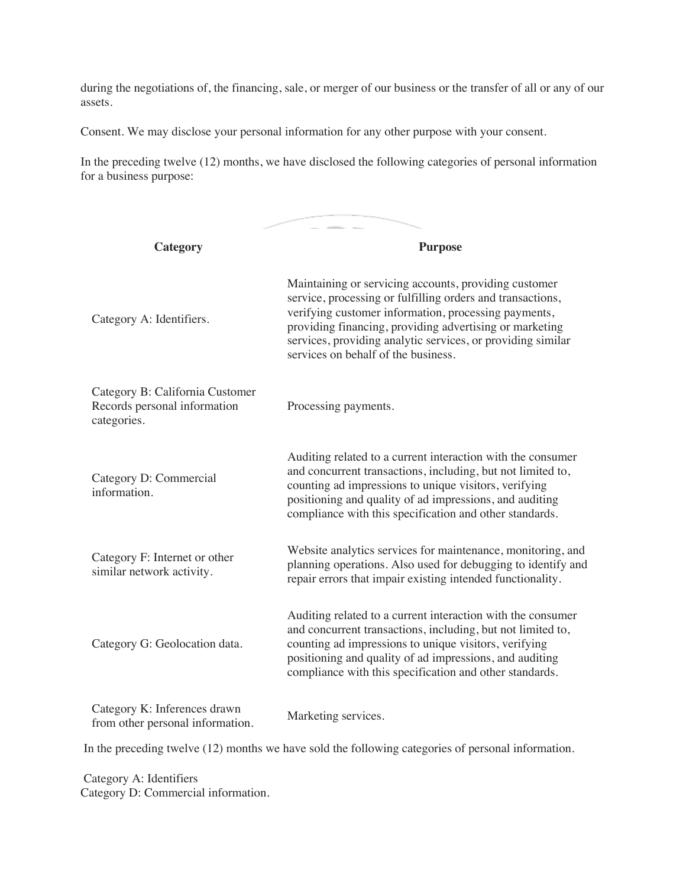during the negotiations of, the financing, sale, or merger of our business or the transfer of all or any of our assets.

Consent. We may disclose your personal information for any other purpose with your consent.

In the preceding twelve (12) months, we have disclosed the following categories of personal information for a business purpose:

| Category | Purpose |
| --- | --- |
| Category A: Identifiers. | Maintaining or servicing accounts, providing customer service, processing or fulfilling orders and transactions, verifying customer information, processing payments, providing financing, providing advertising or marketing services, providing analytic services, or providing similar services on behalf of the business. |
| Category B: California Customer Records personal information categories. | Processing payments. |
| Category D: Commercial information. | Auditing related to a current interaction with the consumer and concurrent transactions, including, but not limited to, counting ad impressions to unique visitors, verifying positioning and quality of ad impressions, and auditing compliance with this specification and other standards. |
| Category F: Internet or other similar network activity. | Website analytics services for maintenance, monitoring, and planning operations. Also used for debugging to identify and repair errors that impair existing intended functionality. |
| Category G: Geolocation data. | Auditing related to a current interaction with the consumer and concurrent transactions, including, but not limited to, counting ad impressions to unique visitors, verifying positioning and quality of ad impressions, and auditing compliance with this specification and other standards. |
| Category K: Inferences drawn from other personal information. | Marketing services. |

In the preceding twelve (12) months we have sold the following categories of personal information.

Category A: Identifiers
Category D: Commercial information.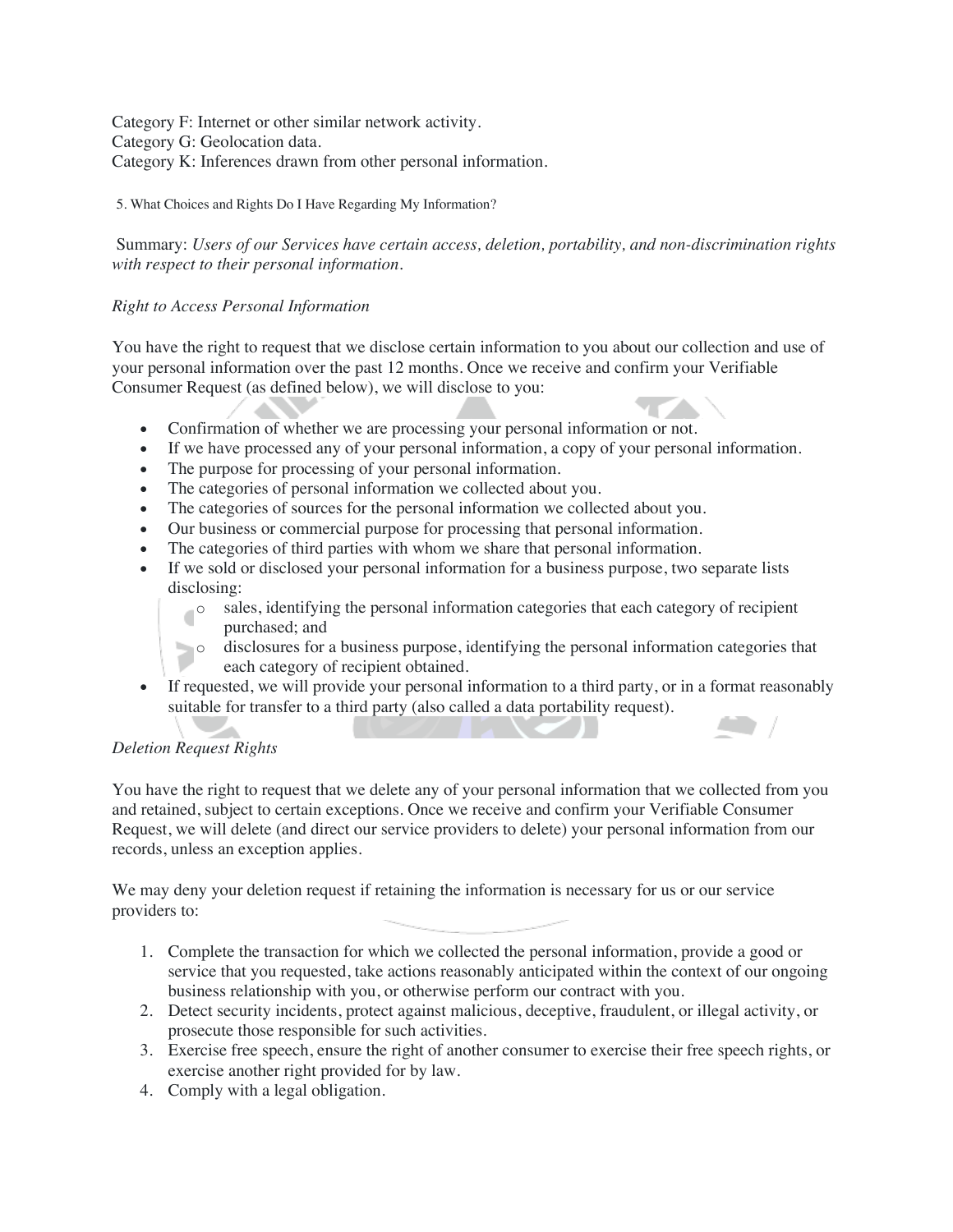Category F: Internet or other similar network activity.
Category G: Geolocation data.
Category K: Inferences drawn from other personal information.

## 5. What Choices and Rights Do I Have Regarding My Information?

Summary: *Users of our Services have certain access, deletion, portability, and non-discrimination rights with respect to their personal information.*

*Right to Access Personal Information*

You have the right to request that we disclose certain information to you about our collection and use of your personal information over the past 12 months. Once we receive and confirm your Verifiable Consumer Request (as defined below), we will disclose to you:

- Confirmation of whether we are processing your personal information or not.
- If we have processed any of your personal information, a copy of your personal information.
- The purpose for processing of your personal information.
- The categories of personal information we collected about you.
- The categories of sources for the personal information we collected about you.
- Our business or commercial purpose for processing that personal information.
- The categories of third parties with whom we share that personal information.
- If we sold or disclosed your personal information for a business purpose, two separate lists disclosing:
  - sales, identifying the personal information categories that each category of recipient purchased; and
  - disclosures for a business purpose, identifying the personal information categories that each category of recipient obtained.
- If requested, we will provide your personal information to a third party, or in a format reasonably suitable for transfer to a third party (also called a data portability request).

*Deletion Request Rights*

You have the right to request that we delete any of your personal information that we collected from you and retained, subject to certain exceptions. Once we receive and confirm your Verifiable Consumer Request, we will delete (and direct our service providers to delete) your personal information from our records, unless an exception applies.

We may deny your deletion request if retaining the information is necessary for us or our service providers to:

1. Complete the transaction for which we collected the personal information, provide a good or service that you requested, take actions reasonably anticipated within the context of our ongoing business relationship with you, or otherwise perform our contract with you.
2. Detect security incidents, protect against malicious, deceptive, fraudulent, or illegal activity, or prosecute those responsible for such activities.
3. Exercise free speech, ensure the right of another consumer to exercise their free speech rights, or exercise another right provided for by law.
4. Comply with a legal obligation.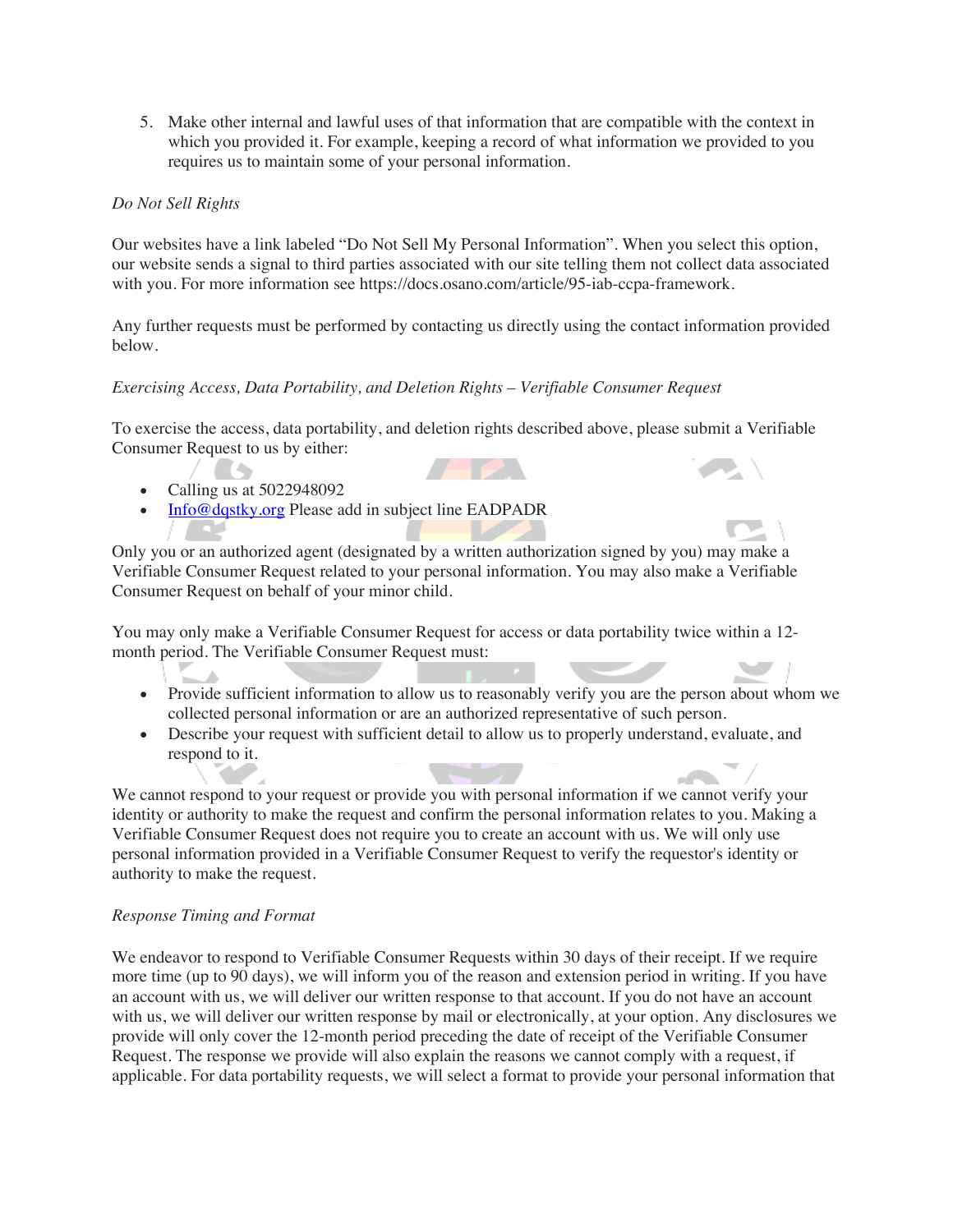5. Make other internal and lawful uses of that information that are compatible with the context in which you provided it. For example, keeping a record of what information we provided to you requires us to maintain some of your personal information.

*Do Not Sell Rights*

Our websites have a link labeled "Do Not Sell My Personal Information". When you select this option, our website sends a signal to third parties associated with our site telling them not collect data associated with you. For more information see https://docs.osano.com/article/95-iab-ccpa-framework.

Any further requests must be performed by contacting us directly using the contact information provided below.

*Exercising Access, Data Portability, and Deletion Rights – Verifiable Consumer Request*

To exercise the access, data portability, and deletion rights described above, please submit a Verifiable Consumer Request to us by either:

- Calling us at 5022948092
- [Info@dqstky.org](mailto:Info@dqstky.org) Please add in subject line EADPADR

Only you or an authorized agent (designated by a written authorization signed by you) may make a Verifiable Consumer Request related to your personal information. You may also make a Verifiable Consumer Request on behalf of your minor child.

You may only make a Verifiable Consumer Request for access or data portability twice within a 12-month period. The Verifiable Consumer Request must:

- Provide sufficient information to allow us to reasonably verify you are the person about whom we collected personal information or are an authorized representative of such person.
- Describe your request with sufficient detail to allow us to properly understand, evaluate, and respond to it.

We cannot respond to your request or provide you with personal information if we cannot verify your identity or authority to make the request and confirm the personal information relates to you. Making a Verifiable Consumer Request does not require you to create an account with us. We will only use personal information provided in a Verifiable Consumer Request to verify the requestor's identity or authority to make the request.

*Response Timing and Format*

We endeavor to respond to Verifiable Consumer Requests within 30 days of their receipt. If we require more time (up to 90 days), we will inform you of the reason and extension period in writing. If you have an account with us, we will deliver our written response to that account. If you do not have an account with us, we will deliver our written response by mail or electronically, at your option. Any disclosures we provide will only cover the 12-month period preceding the date of receipt of the Verifiable Consumer Request. The response we provide will also explain the reasons we cannot comply with a request, if applicable. For data portability requests, we will select a format to provide your personal information that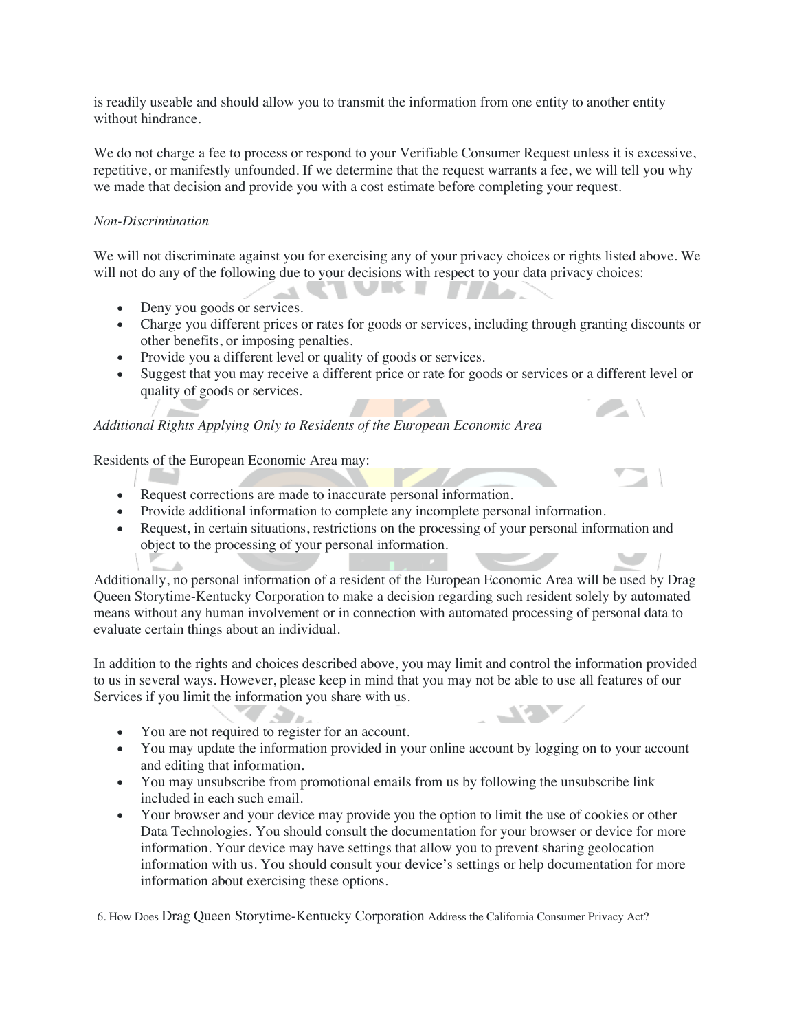is readily useable and should allow you to transmit the information from one entity to another entity without hindrance.

We do not charge a fee to process or respond to your Verifiable Consumer Request unless it is excessive, repetitive, or manifestly unfounded. If we determine that the request warrants a fee, we will tell you why we made that decision and provide you with a cost estimate before completing your request.

*Non-Discrimination*

We will not discriminate against you for exercising any of your privacy choices or rights listed above. We will not do any of the following due to your decisions with respect to your data privacy choices:

- Deny you goods or services.
- Charge you different prices or rates for goods or services, including through granting discounts or other benefits, or imposing penalties.
- Provide you a different level or quality of goods or services.
- Suggest that you may receive a different price or rate for goods or services or a different level or quality of goods or services.

*Additional Rights Applying Only to Residents of the European Economic Area*

Residents of the European Economic Area may:

- Request corrections are made to inaccurate personal information.
- Provide additional information to complete any incomplete personal information.
- Request, in certain situations, restrictions on the processing of your personal information and object to the processing of your personal information.

Additionally, no personal information of a resident of the European Economic Area will be used by Drag Queen Storytime-Kentucky Corporation to make a decision regarding such resident solely by automated means without any human involvement or in connection with automated processing of personal data to evaluate certain things about an individual.

In addition to the rights and choices described above, you may limit and control the information provided to us in several ways. However, please keep in mind that you may not be able to use all features of our Services if you limit the information you share with us.

- You are not required to register for an account.
- You may update the information provided in your online account by logging on to your account and editing that information.
- You may unsubscribe from promotional emails from us by following the unsubscribe link included in each such email.
- Your browser and your device may provide you the option to limit the use of cookies or other Data Technologies. You should consult the documentation for your browser or device for more information. Your device may have settings that allow you to prevent sharing geolocation information with us. You should consult your device's settings or help documentation for more information about exercising these options.

6. How Does Drag Queen Storytime-Kentucky Corporation Address the California Consumer Privacy Act?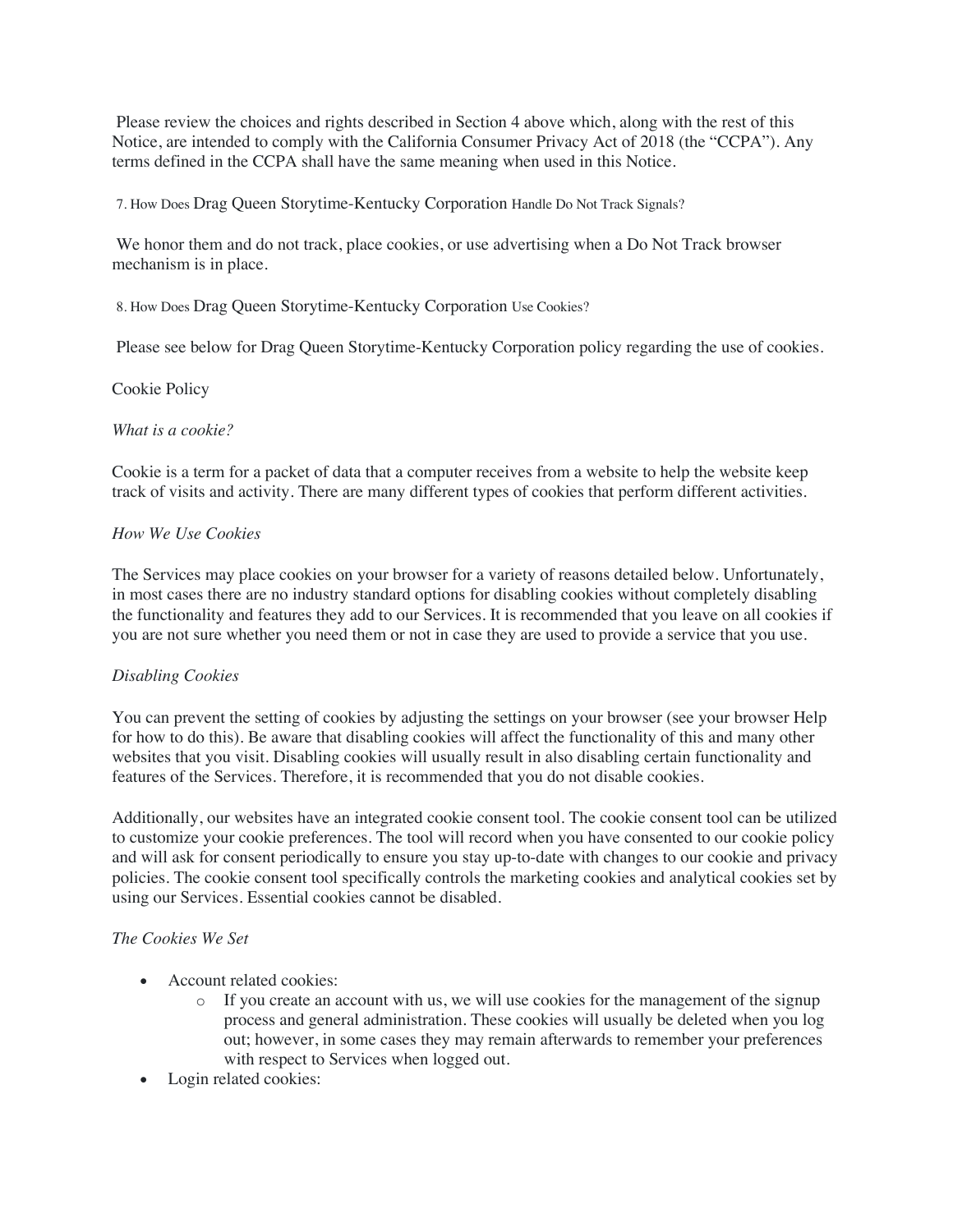Please review the choices and rights described in Section 4 above which, along with the rest of this Notice, are intended to comply with the California Consumer Privacy Act of 2018 (the "CCPA"). Any terms defined in the CCPA shall have the same meaning when used in this Notice.

## 7. How Does Drag Queen Storytime-Kentucky Corporation Handle Do Not Track Signals?

We honor them and do not track, place cookies, or use advertising when a Do Not Track browser mechanism is in place.

## 8. How Does Drag Queen Storytime-Kentucky Corporation Use Cookies?

Please see below for Drag Queen Storytime-Kentucky Corporation policy regarding the use of cookies.

Cookie Policy

*What is a cookie?*

Cookie is a term for a packet of data that a computer receives from a website to help the website keep track of visits and activity. There are many different types of cookies that perform different activities.

*How We Use Cookies*

The Services may place cookies on your browser for a variety of reasons detailed below. Unfortunately, in most cases there are no industry standard options for disabling cookies without completely disabling the functionality and features they add to our Services. It is recommended that you leave on all cookies if you are not sure whether you need them or not in case they are used to provide a service that you use.

*Disabling Cookies*

You can prevent the setting of cookies by adjusting the settings on your browser (see your browser Help for how to do this). Be aware that disabling cookies will affect the functionality of this and many other websites that you visit. Disabling cookies will usually result in also disabling certain functionality and features of the Services. Therefore, it is recommended that you do not disable cookies.

Additionally, our websites have an integrated cookie consent tool. The cookie consent tool can be utilized to customize your cookie preferences. The tool will record when you have consented to our cookie policy and will ask for consent periodically to ensure you stay up-to-date with changes to our cookie and privacy policies. The cookie consent tool specifically controls the marketing cookies and analytical cookies set by using our Services. Essential cookies cannot be disabled.

*The Cookies We Set*

- Account related cookies:
  - If you create an account with us, we will use cookies for the management of the signup process and general administration. These cookies will usually be deleted when you log out; however, in some cases they may remain afterwards to remember your preferences with respect to Services when logged out.
- Login related cookies: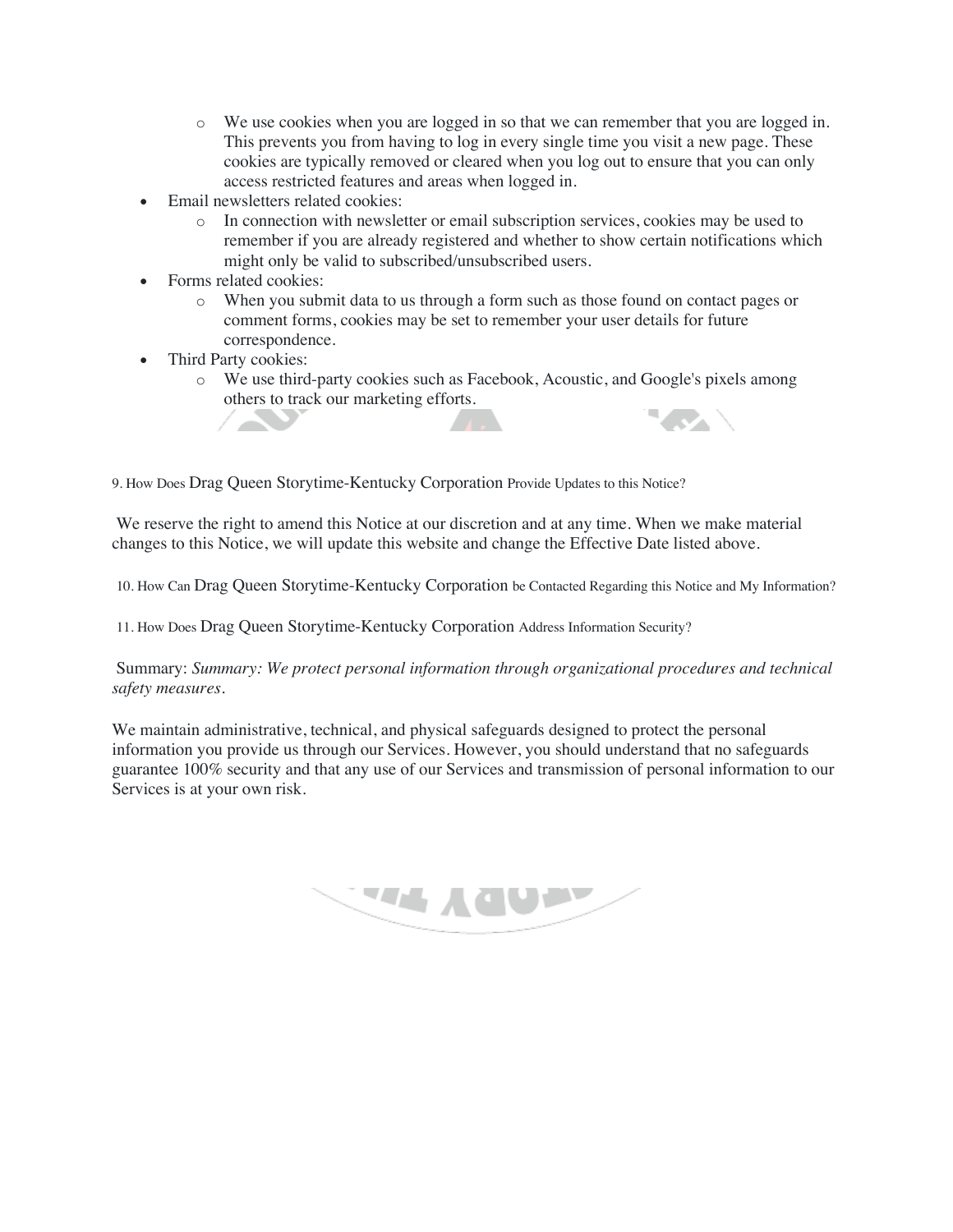- We use cookies when you are logged in so that we can remember that you are logged in. This prevents you from having to log in every single time you visit a new page. These cookies are typically removed or cleared when you log out to ensure that you can only access restricted features and areas when logged in.

- Email newsletters related cookies:
  - In connection with newsletter or email subscription services, cookies may be used to remember if you are already registered and whether to show certain notifications which might only be valid to subscribed/unsubscribed users.
- Forms related cookies:
  - When you submit data to us through a form such as those found on contact pages or comment forms, cookies may be set to remember your user details for future correspondence.
- Third Party cookies:
  - We use third-party cookies such as Facebook, Acoustic, and Google's pixels among others to track our marketing efforts.

9. How Does Drag Queen Storytime-Kentucky Corporation Provide Updates to this Notice?

We reserve the right to amend this Notice at our discretion and at any time. When we make material changes to this Notice, we will update this website and change the Effective Date listed above.

10. How Can Drag Queen Storytime-Kentucky Corporation be Contacted Regarding this Notice and My Information?

11. How Does Drag Queen Storytime-Kentucky Corporation Address Information Security?

Summary: *Summary: We protect personal information through organizational procedures and technical safety measures.*

We maintain administrative, technical, and physical safeguards designed to protect the personal information you provide us through our Services. However, you should understand that no safeguards guarantee 100% security and that any use of our Services and transmission of personal information to our Services is at your own risk.